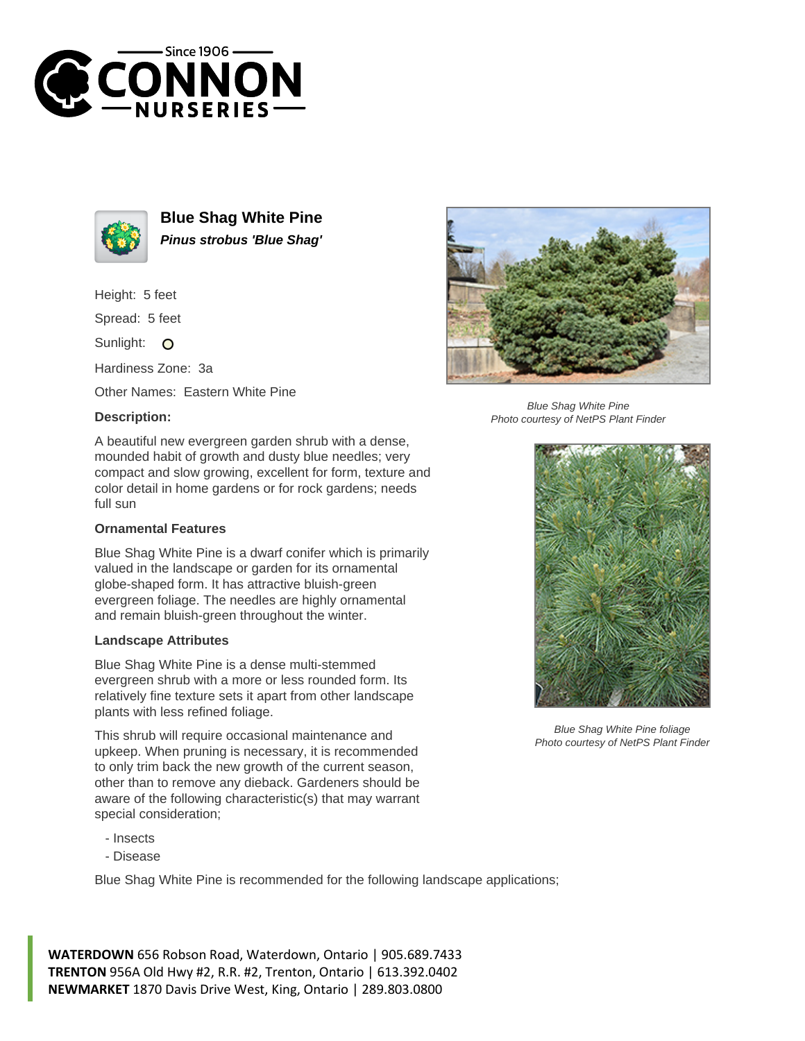# Blue Shag White Pine

***Pinus strobus 'Blue Shag'***

Height: 5 feet

Spread: 5 feet

Sunlight:

Hardiness Zone: 3a

Other Names: Eastern White Pine

**Description:**

A beautiful new evergreen garden shrub with a dense, mounded habit of growth and dusty blue needles; very compact and slow growing, excellent for form, texture and color detail in home gardens or for rock gardens; needs full sun

### Ornamental Features

Blue Shag White Pine is a dwarf conifer which is primarily valued in the landscape or garden for its ornamental globe-shaped form. It has attractive bluish-green evergreen foliage. The needles are highly ornamental and remain bluish-green throughout the winter.

### Landscape Attributes

Blue Shag White Pine is a dense multi-stemmed evergreen shrub with a more or less rounded form. Its relatively fine texture sets it apart from other landscape plants with less refined foliage.

This shrub will require occasional maintenance and upkeep. When pruning is necessary, it is recommended to only trim back the new growth of the current season, other than to remove any dieback. Gardeners should be aware of the following characteristic(s) that may warrant special consideration;

- Insects
- Disease

Blue Shag White Pine is recommended for the following landscape applications;

*Blue Shag White Pine*
*Photo courtesy of NetPS Plant Finder*

*Blue Shag White Pine foliage*
*Photo courtesy of NetPS Plant Finder*

**WATERDOWN** 656 Robson Road, Waterdown, Ontario | 905.689.7433
**TRENTON** 956A Old Hwy #2, R.R. #2, Trenton, Ontario | 613.392.0402
**NEWMARKET** 1870 Davis Drive West, King, Ontario | 289.803.0800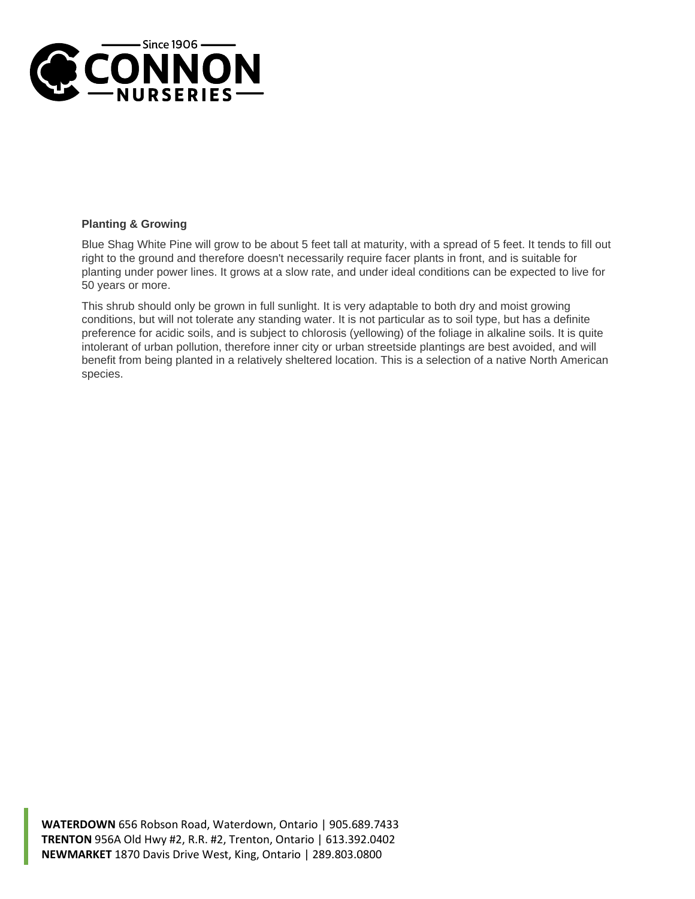### Planting & Growing

Blue Shag White Pine will grow to be about 5 feet tall at maturity, with a spread of 5 feet. It tends to fill out right to the ground and therefore doesn't necessarily require facer plants in front, and is suitable for planting under power lines. It grows at a slow rate, and under ideal conditions can be expected to live for 50 years or more.

This shrub should only be grown in full sunlight. It is very adaptable to both dry and moist growing conditions, but will not tolerate any standing water. It is not particular as to soil type, but has a definite preference for acidic soils, and is subject to chlorosis (yellowing) of the foliage in alkaline soils. It is quite intolerant of urban pollution, therefore inner city or urban streetside plantings are best avoided, and will benefit from being planted in a relatively sheltered location. This is a selection of a native North American species.